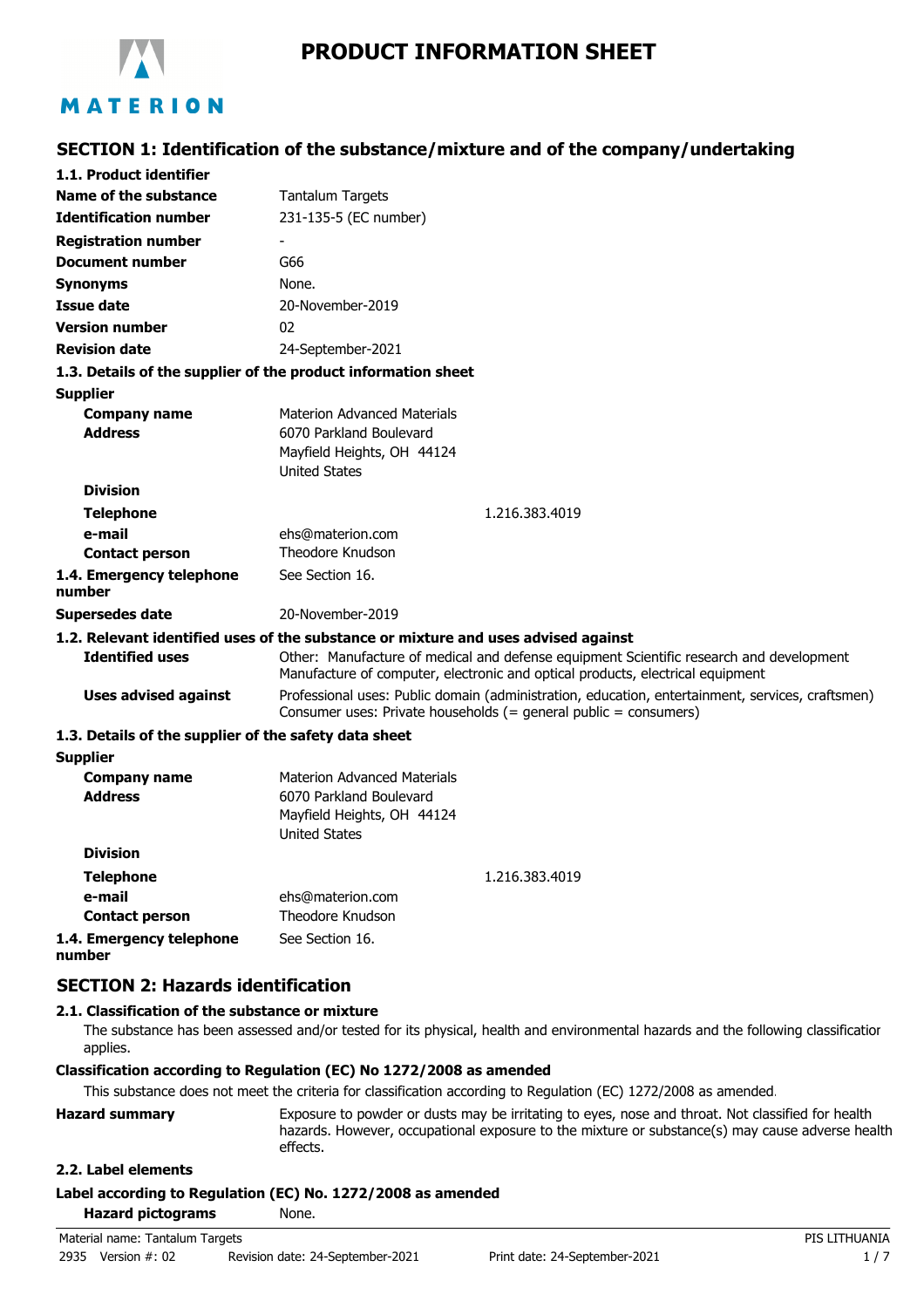MATERION

# PRODUCT INFORMATION SHEET

## SECTION 1: Identification of the substance/mixture and of the company/undertaking

### 1.1. Product identifier

| | |
|---|---|
| **Name of the substance** | Tantalum Targets |
| **Identification number** | 231-135-5 (EC number) |
| **Registration number** | - |
| **Document number** | G66 |
| **Synonyms** | None. |
| **Issue date** | 20-November-2019 |
| **Version number** | 02 |
| **Revision date** | 24-September-2021 |

### 1.3. Details of the supplier of the product information sheet

**Supplier**

| | |
|---|---|
| **Company name** | Materion Advanced Materials |
| **Address** | 6070 Parkland Boulevard<br>Mayfield Heights, OH 44124<br>United States |
| **Division** | |
| **Telephone** | 1.216.383.4019 |
| **e-mail** | ehs@materion.com |
| **Contact person** | Theodore Knudson |
| **1.4. Emergency telephone number** | See Section 16. |
| **Supersedes date** | 20-November-2019 |

### 1.2. Relevant identified uses of the substance or mixture and uses advised against

| | |
|---|---|
| **Identified uses** | Other: Manufacture of medical and defense equipment Scientific research and development Manufacture of computer, electronic and optical products, electrical equipment |
| **Uses advised against** | Professional uses: Public domain (administration, education, entertainment, services, craftsmen) Consumer uses: Private households (= general public = consumers) |

### 1.3. Details of the supplier of the safety data sheet

**Supplier**

| | |
|---|---|
| **Company name** | Materion Advanced Materials |
| **Address** | 6070 Parkland Boulevard<br>Mayfield Heights, OH 44124<br>United States |
| **Division** | |
| **Telephone** | 1.216.383.4019 |
| **e-mail** | ehs@materion.com |
| **Contact person** | Theodore Knudson |
| **1.4. Emergency telephone number** | See Section 16. |

## SECTION 2: Hazards identification

### 2.1. Classification of the substance or mixture

The substance has been assessed and/or tested for its physical, health and environmental hazards and the following classification applies.

**Classification according to Regulation (EC) No 1272/2008 as amended**

This substance does not meet the criteria for classification according to Regulation (EC) 1272/2008 as amended.

**Hazard summary** Exposure to powder or dusts may be irritating to eyes, nose and throat. Not classified for health hazards. However, occupational exposure to the mixture or substance(s) may cause adverse health effects.

### 2.2. Label elements

**Label according to Regulation (EC) No. 1272/2008 as amended**

**Hazard pictograms** None.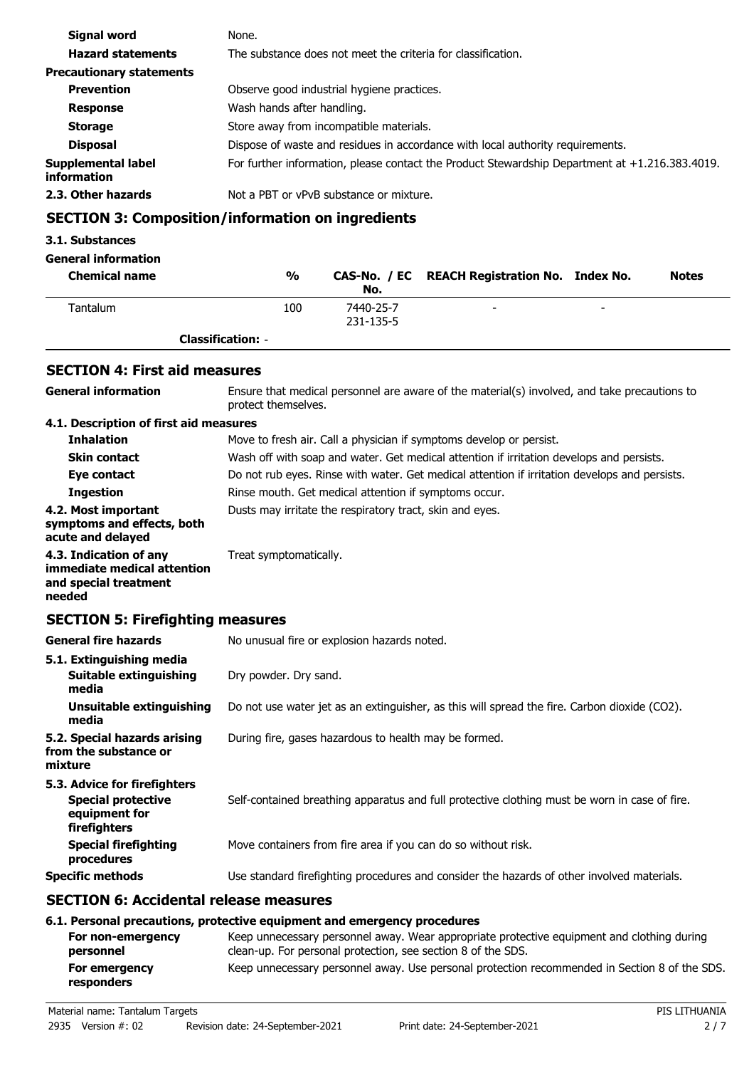| | |
|---|---|
| **Signal word** | None. |
| **Hazard statements** | The substance does not meet the criteria for classification. |
| **Precautionary statements** | |
| **Prevention** | Observe good industrial hygiene practices. |
| **Response** | Wash hands after handling. |
| **Storage** | Store away from incompatible materials. |
| **Disposal** | Dispose of waste and residues in accordance with local authority requirements. |
| **Supplemental label information** | For further information, please contact the Product Stewardship Department at +1.216.383.4019. |
| **2.3. Other hazards** | Not a PBT or vPvB substance or mixture. |

## SECTION 3: Composition/information on ingredients

**3.1. Substances**

**General information**

| Chemical name | % | CAS-No. / EC No. | REACH Registration No. | Index No. | Notes |
|---|---|---|---|---|---|
| Tantalum | 100 | 7440-25-7<br>231-135-5 | - | - | |
| **Classification:** - | | | | | |

## SECTION 4: First aid measures

| | |
|---|---|
| **General information** | Ensure that medical personnel are aware of the material(s) involved, and take precautions to protect themselves. |
| **4.1. Description of first aid measures** | |
| **Inhalation** | Move to fresh air. Call a physician if symptoms develop or persist. |
| **Skin contact** | Wash off with soap and water. Get medical attention if irritation develops and persists. |
| **Eye contact** | Do not rub eyes. Rinse with water. Get medical attention if irritation develops and persists. |
| **Ingestion** | Rinse mouth. Get medical attention if symptoms occur. |
| **4.2. Most important symptoms and effects, both acute and delayed** | Dusts may irritate the respiratory tract, skin and eyes. |
| **4.3. Indication of any immediate medical attention and special treatment needed** | Treat symptomatically. |

## SECTION 5: Firefighting measures

| | |
|---|---|
| **General fire hazards** | No unusual fire or explosion hazards noted. |
| **5.1. Extinguishing media** | |
| **Suitable extinguishing media** | Dry powder. Dry sand. |
| **Unsuitable extinguishing media** | Do not use water jet as an extinguisher, as this will spread the fire. Carbon dioxide ($CO_2$). |
| **5.2. Special hazards arising from the substance or mixture** | During fire, gases hazardous to health may be formed. |
| **5.3. Advice for firefighters** | |
| **Special protective equipment for firefighters** | Self-contained breathing apparatus and full protective clothing must be worn in case of fire. |
| **Special firefighting procedures** | Move containers from fire area if you can do so without risk. |
| **Specific methods** | Use standard firefighting procedures and consider the hazards of other involved materials. |

## SECTION 6: Accidental release measures

**6.1. Personal precautions, protective equipment and emergency procedures**

| | |
|---|---|
| **For non-emergency personnel** | Keep unnecessary personnel away. Wear appropriate protective equipment and clothing during clean-up. For personal protection, see section 8 of the SDS. |
| **For emergency responders** | Keep unnecessary personnel away. Use personal protection recommended in Section 8 of the SDS. |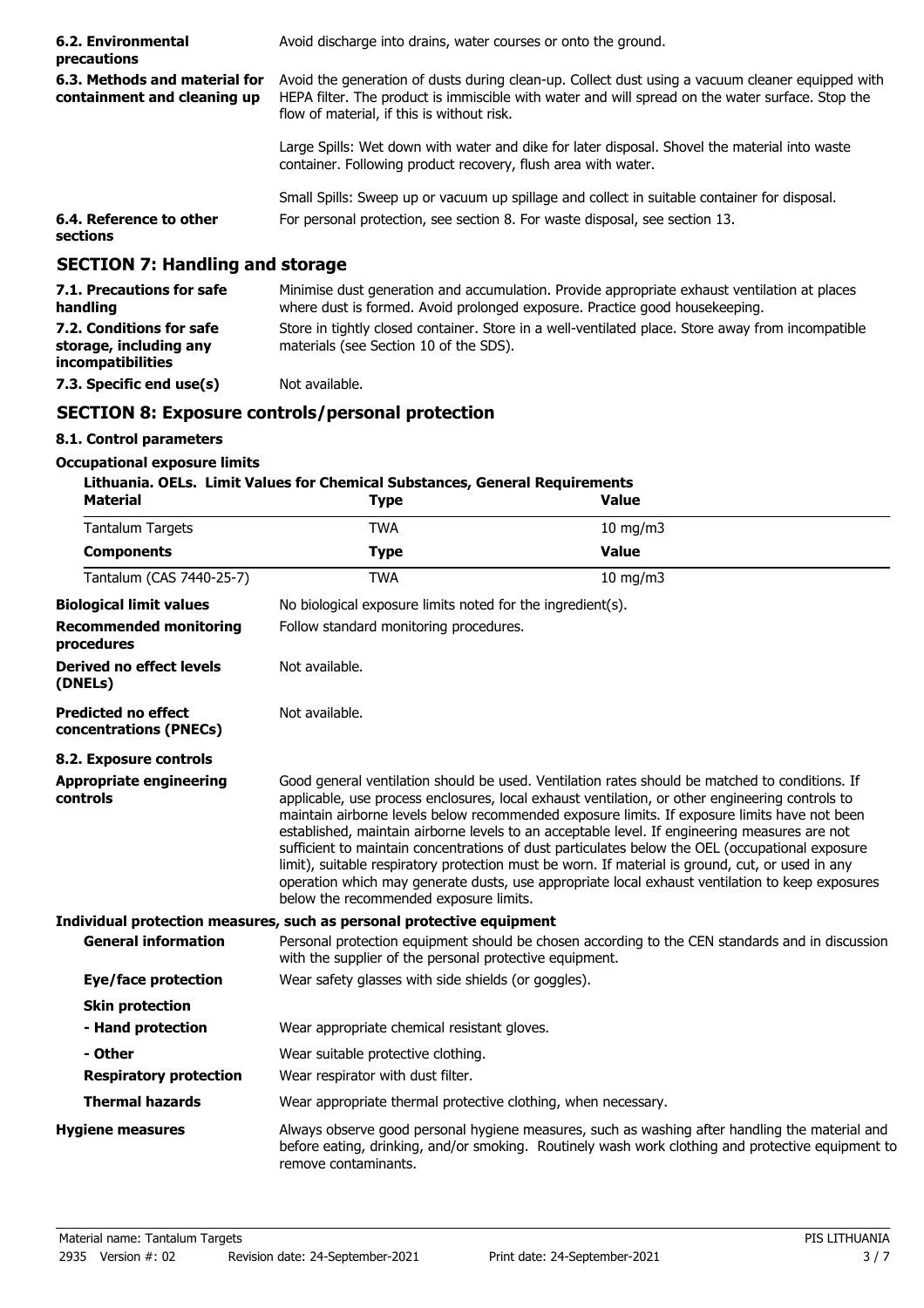**6.2. Environmental precautions**

Avoid discharge into drains, water courses or onto the ground.

**6.3. Methods and material for containment and cleaning up**

Avoid the generation of dusts during clean-up. Collect dust using a vacuum cleaner equipped with HEPA filter. The product is immiscible with water and will spread on the water surface. Stop the flow of material, if this is without risk.

Large Spills: Wet down with water and dike for later disposal. Shovel the material into waste container. Following product recovery, flush area with water.

Small Spills: Sweep up or vacuum up spillage and collect in suitable container for disposal.

**6.4. Reference to other sections**

For personal protection, see section 8. For waste disposal, see section 13.

## SECTION 7: Handling and storage

**7.1. Precautions for safe handling**

Minimise dust generation and accumulation. Provide appropriate exhaust ventilation at places where dust is formed. Avoid prolonged exposure. Practice good housekeeping.

**7.2. Conditions for safe storage, including any incompatibilities**

Store in tightly closed container. Store in a well-ventilated place. Store away from incompatible materials (see Section 10 of the SDS).

**7.3. Specific end use(s)**

Not available.

## SECTION 8: Exposure controls/personal protection

### 8.1. Control parameters

**Occupational exposure limits**

**Lithuania. OELs. Limit Values for Chemical Substances, General Requirements**

| Material | Type | Value |
|---|---|---|
| Tantalum Targets | TWA | 10 mg/m3 |
| **Components** | **Type** | **Value** |
| Tantalum (CAS 7440-25-7) | TWA | 10 mg/m3 |

**Biological limit values**

No biological exposure limits noted for the ingredient(s).

**Recommended monitoring procedures**

Follow standard monitoring procedures.

**Derived no effect levels (DNELs)**

Not available.

**Predicted no effect concentrations (PNECs)**

Not available.

### 8.2. Exposure controls

**Appropriate engineering controls**

Good general ventilation should be used. Ventilation rates should be matched to conditions. If applicable, use process enclosures, local exhaust ventilation, or other engineering controls to maintain airborne levels below recommended exposure limits. If exposure limits have not been established, maintain airborne levels to an acceptable level. If engineering measures are not sufficient to maintain concentrations of dust particulates below the OEL (occupational exposure limit), suitable respiratory protection must be worn. If material is ground, cut, or used in any operation which may generate dusts, use appropriate local exhaust ventilation to keep exposures below the recommended exposure limits.

**Individual protection measures, such as personal protective equipment**

**General information**

Personal protection equipment should be chosen according to the CEN standards and in discussion with the supplier of the personal protective equipment.

**Eye/face protection**

Wear safety glasses with side shields (or goggles).

**Skin protection**

**- Hand protection**

Wear appropriate chemical resistant gloves.

**- Other**

Wear suitable protective clothing.

**Respiratory protection**

Wear respirator with dust filter.

**Thermal hazards**

Wear appropriate thermal protective clothing, when necessary.

**Hygiene measures**

Always observe good personal hygiene measures, such as washing after handling the material and before eating, drinking, and/or smoking. Routinely wash work clothing and protective equipment to remove contaminants.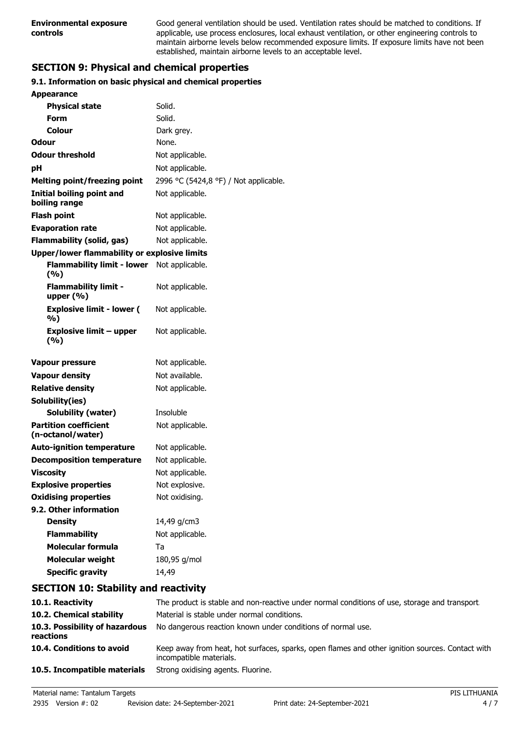| | |
|---|---|
| **Environmental exposure controls** | Good general ventilation should be used. Ventilation rates should be matched to conditions. If applicable, use process enclosures, local exhaust ventilation, or other engineering controls to maintain airborne levels below recommended exposure limits. If exposure limits have not been established, maintain airborne levels to an acceptable level. |

## SECTION 9: Physical and chemical properties

### 9.1. Information on basic physical and chemical properties

| | |
|---|---|
| **Appearance** | |
| **Physical state** | Solid. |
| **Form** | Solid. |
| **Colour** | Dark grey. |
| **Odour** | None. |
| **Odour threshold** | Not applicable. |
| **pH** | Not applicable. |
| **Melting point/freezing point** | 2996 °C (5424,8 °F) / Not applicable. |
| **Initial boiling point and boiling range** | Not applicable. |
| **Flash point** | Not applicable. |
| **Evaporation rate** | Not applicable. |
| **Flammability (solid, gas)** | Not applicable. |
| **Upper/lower flammability or explosive limits** | |
| **Flammability limit - lower (%)** | Not applicable. |
| **Flammability limit - upper (%)** | Not applicable. |
| **Explosive limit - lower (%)** | Not applicable. |
| **Explosive limit – upper (%)** | Not applicable. |
| **Vapour pressure** | Not applicable. |
| **Vapour density** | Not available. |
| **Relative density** | Not applicable. |
| **Solubility(ies)** | |
| **Solubility (water)** | Insoluble |
| **Partition coefficient (n-octanol/water)** | Not applicable. |
| **Auto-ignition temperature** | Not applicable. |
| **Decomposition temperature** | Not applicable. |
| **Viscosity** | Not applicable. |
| **Explosive properties** | Not explosive. |
| **Oxidising properties** | Not oxidising. |
| **9.2. Other information** | |
| **Density** | 14,49 g/cm3 |
| **Flammability** | Not applicable. |
| **Molecular formula** | Ta |
| **Molecular weight** | 180,95 g/mol |
| **Specific gravity** | 14,49 |

## SECTION 10: Stability and reactivity

| | |
|---|---|
| **10.1. Reactivity** | The product is stable and non-reactive under normal conditions of use, storage and transport. |
| **10.2. Chemical stability** | Material is stable under normal conditions. |
| **10.3. Possibility of hazardous reactions** | No dangerous reaction known under conditions of normal use. |
| **10.4. Conditions to avoid** | Keep away from heat, hot surfaces, sparks, open flames and other ignition sources. Contact with incompatible materials. |
| **10.5. Incompatible materials** | Strong oxidising agents. Fluorine. |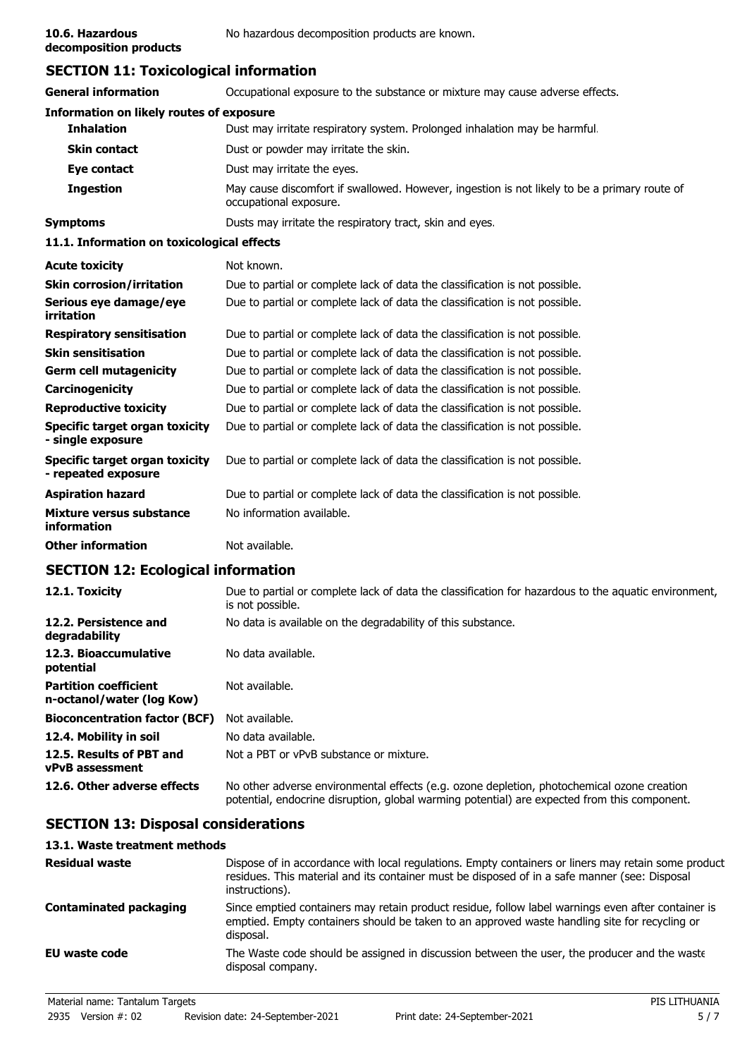**10.6. Hazardous decomposition products** No hazardous decomposition products are known.

## SECTION 11: Toxicological information

| | |
|---|---|
| **General information** | Occupational exposure to the substance or mixture may cause adverse effects. |
| **Information on likely routes of exposure** | |
| **Inhalation** | Dust may irritate respiratory system. Prolonged inhalation may be harmful. |
| **Skin contact** | Dust or powder may irritate the skin. |
| **Eye contact** | Dust may irritate the eyes. |
| **Ingestion** | May cause discomfort if swallowed. However, ingestion is not likely to be a primary route of occupational exposure. |
| **Symptoms** | Dusts may irritate the respiratory tract, skin and eyes. |

### 11.1. Information on toxicological effects

| | |
|---|---|
| **Acute toxicity** | Not known. |
| **Skin corrosion/irritation** | Due to partial or complete lack of data the classification is not possible. |
| **Serious eye damage/eye irritation** | Due to partial or complete lack of data the classification is not possible. |
| **Respiratory sensitisation** | Due to partial or complete lack of data the classification is not possible. |
| **Skin sensitisation** | Due to partial or complete lack of data the classification is not possible. |
| **Germ cell mutagenicity** | Due to partial or complete lack of data the classification is not possible. |
| **Carcinogenicity** | Due to partial or complete lack of data the classification is not possible. |
| **Reproductive toxicity** | Due to partial or complete lack of data the classification is not possible. |
| **Specific target organ toxicity - single exposure** | Due to partial or complete lack of data the classification is not possible. |
| **Specific target organ toxicity - repeated exposure** | Due to partial or complete lack of data the classification is not possible. |
| **Aspiration hazard** | Due to partial or complete lack of data the classification is not possible. |
| **Mixture versus substance information** | No information available. |
| **Other information** | Not available. |

## SECTION 12: Ecological information

| | |
|---|---|
| **12.1. Toxicity** | Due to partial or complete lack of data the classification for hazardous to the aquatic environment, is not possible. |
| **12.2. Persistence and degradability** | No data is available on the degradability of this substance. |
| **12.3. Bioaccumulative potential** | No data available. |
| **Partition coefficient n-octanol/water (log Kow)** | Not available. |
| **Bioconcentration factor (BCF)** | Not available. |
| **12.4. Mobility in soil** | No data available. |
| **12.5. Results of PBT and vPvB assessment** | Not a PBT or vPvB substance or mixture. |
| **12.6. Other adverse effects** | No other adverse environmental effects (e.g. ozone depletion, photochemical ozone creation potential, endocrine disruption, global warming potential) are expected from this component. |

## SECTION 13: Disposal considerations

### 13.1. Waste treatment methods

| | |
|---|---|
| **Residual waste** | Dispose of in accordance with local regulations. Empty containers or liners may retain some product residues. This material and its container must be disposed of in a safe manner (see: Disposal instructions). |
| **Contaminated packaging** | Since emptied containers may retain product residue, follow label warnings even after container is emptied. Empty containers should be taken to an approved waste handling site for recycling or disposal. |
| **EU waste code** | The Waste code should be assigned in discussion between the user, the producer and the waste disposal company. |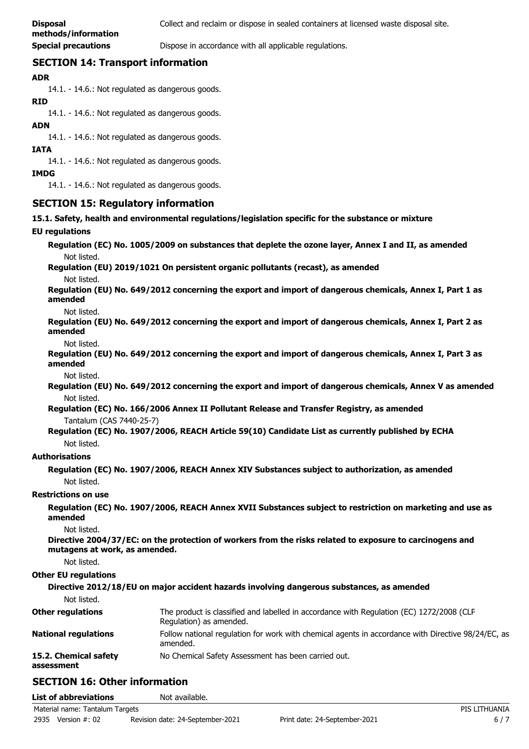**Disposal methods/information**
Collect and reclaim or dispose in sealed containers at licensed waste disposal site.

**Special precautions**
Dispose in accordance with all applicable regulations.

## SECTION 14: Transport information

**ADR**

14.1. - 14.6.: Not regulated as dangerous goods.

**RID**

14.1. - 14.6.: Not regulated as dangerous goods.

**ADN**

14.1. - 14.6.: Not regulated as dangerous goods.

**IATA**

14.1. - 14.6.: Not regulated as dangerous goods.

**IMDG**

14.1. - 14.6.: Not regulated as dangerous goods.

## SECTION 15: Regulatory information

**15.1. Safety, health and environmental regulations/legislation specific for the substance or mixture**

**EU regulations**

**Regulation (EC) No. 1005/2009 on substances that deplete the ozone layer, Annex I and II, as amended**

Not listed.

**Regulation (EU) 2019/1021 On persistent organic pollutants (recast), as amended**

Not listed.

**Regulation (EU) No. 649/2012 concerning the export and import of dangerous chemicals, Annex I, Part 1 as amended**

Not listed.

**Regulation (EU) No. 649/2012 concerning the export and import of dangerous chemicals, Annex I, Part 2 as amended**

Not listed.

**Regulation (EU) No. 649/2012 concerning the export and import of dangerous chemicals, Annex I, Part 3 as amended**

Not listed.

**Regulation (EU) No. 649/2012 concerning the export and import of dangerous chemicals, Annex V as amended**

Not listed.

**Regulation (EC) No. 166/2006 Annex II Pollutant Release and Transfer Registry, as amended**

Tantalum (CAS 7440-25-7)

**Regulation (EC) No. 1907/2006, REACH Article 59(10) Candidate List as currently published by ECHA**

Not listed.

**Authorisations**

**Regulation (EC) No. 1907/2006, REACH Annex XIV Substances subject to authorization, as amended**

Not listed.

**Restrictions on use**

**Regulation (EC) No. 1907/2006, REACH Annex XVII Substances subject to restriction on marketing and use as amended**

Not listed.

**Directive 2004/37/EC: on the protection of workers from the risks related to exposure to carcinogens and mutagens at work, as amended.**

Not listed.

**Other EU regulations**

**Directive 2012/18/EU on major accident hazards involving dangerous substances, as amended**

Not listed.

**Other regulations**
The product is classified and labelled in accordance with Regulation (EC) 1272/2008 (CLP Regulation) as amended.

**National regulations**
Follow national regulation for work with chemical agents in accordance with Directive 98/24/EC, as amended.

**15.2. Chemical safety assessment**
No Chemical Safety Assessment has been carried out.

## SECTION 16: Other information

**List of abbreviations**
Not available.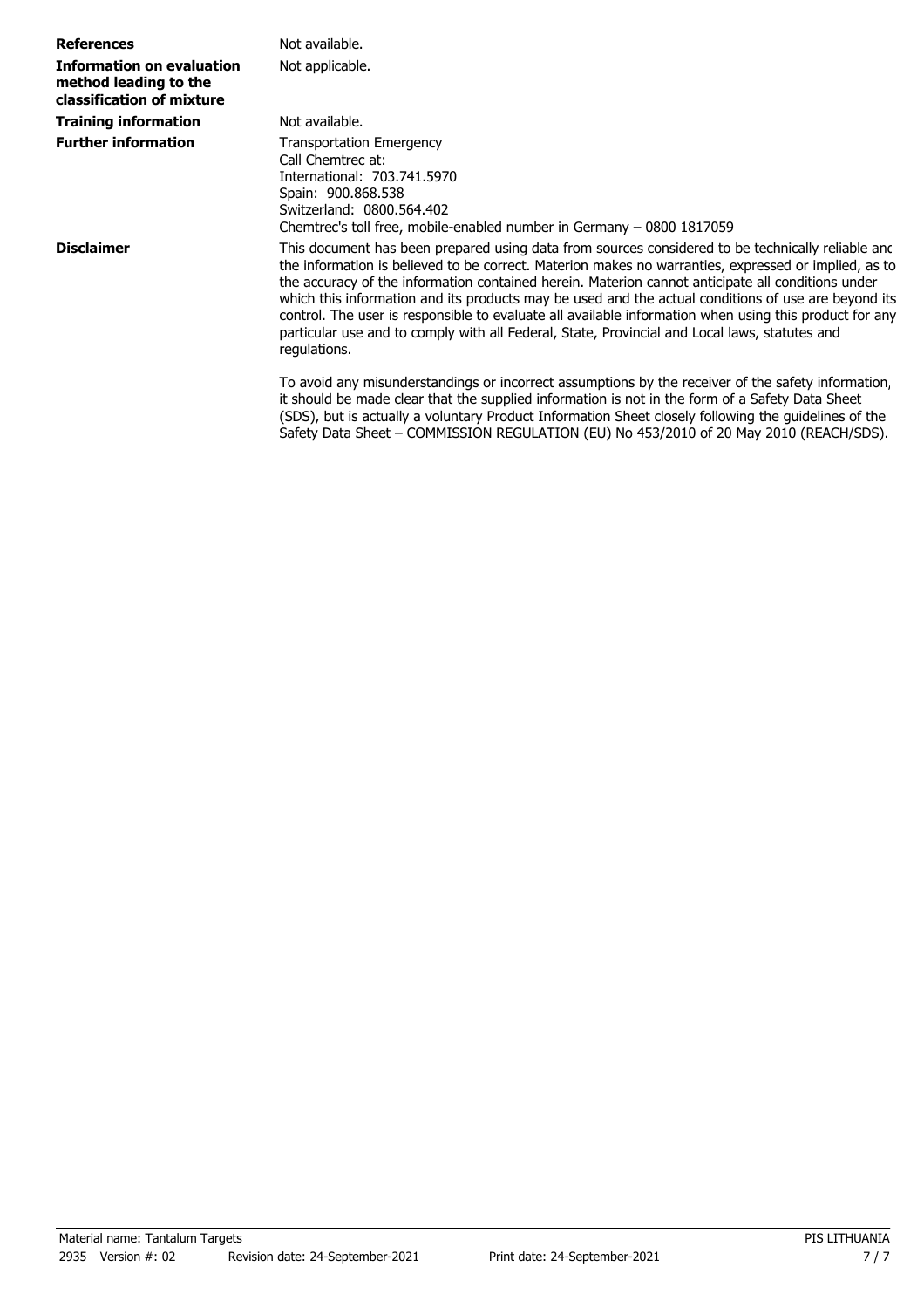**References** Not available.

**Information on evaluation method leading to the classification of mixture** Not applicable.

**Training information** Not available.

**Further information**
Transportation Emergency
Call Chemtrec at:
International: 703.741.5970
Spain: 900.868.538
Switzerland: 0800.564.402
Chemtrec's toll free, mobile-enabled number in Germany – 0800 1817059

**Disclaimer**
This document has been prepared using data from sources considered to be technically reliable and the information is believed to be correct. Materion makes no warranties, expressed or implied, as to the accuracy of the information contained herein. Materion cannot anticipate all conditions under which this information and its products may be used and the actual conditions of use are beyond its control. The user is responsible to evaluate all available information when using this product for any particular use and to comply with all Federal, State, Provincial and Local laws, statutes and regulations.

To avoid any misunderstandings or incorrect assumptions by the receiver of the safety information, it should be made clear that the supplied information is not in the form of a Safety Data Sheet (SDS), but is actually a voluntary Product Information Sheet closely following the guidelines of the Safety Data Sheet – COMMISSION REGULATION (EU) No 453/2010 of 20 May 2010 (REACH/SDS).